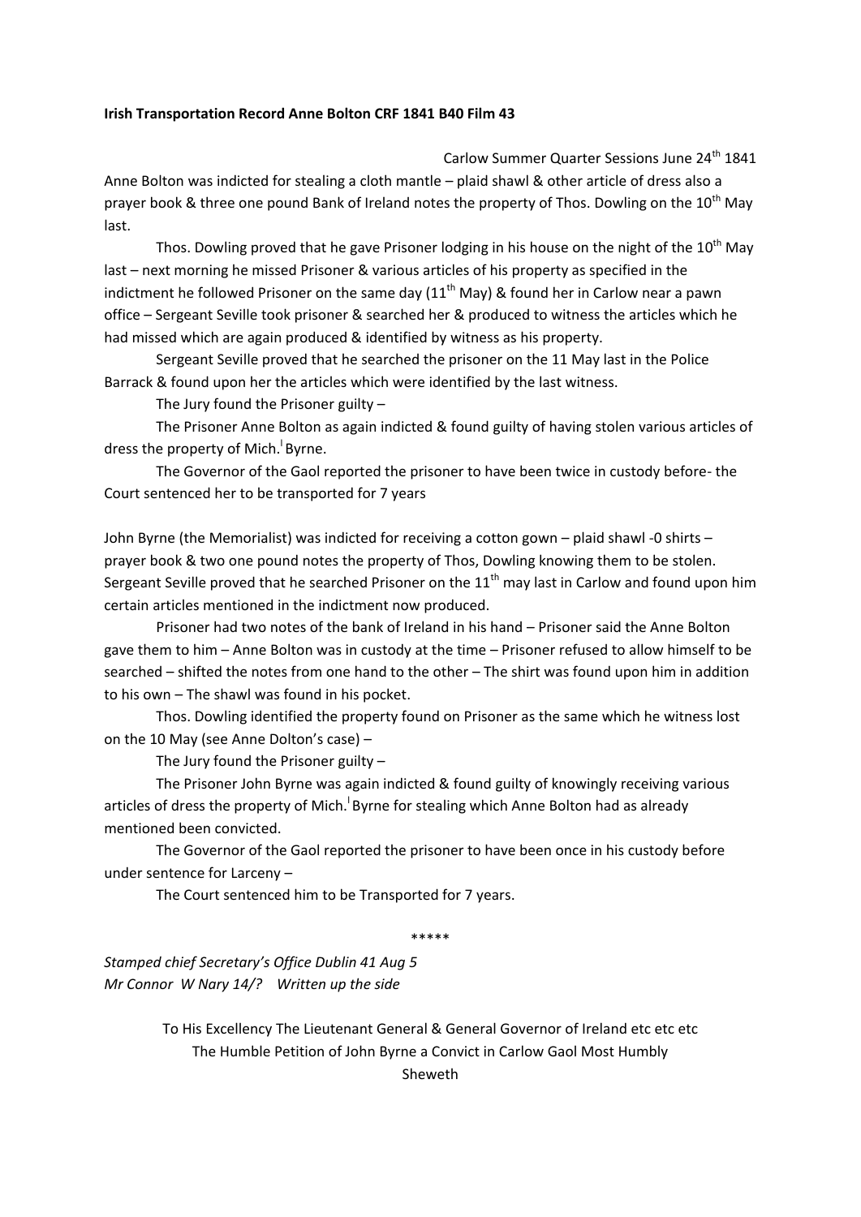**Irish Transportation Record Anne Bolton CRF 1841 B40 Film 43**

Carlow Summer Quarter Sessions June 24th 1841

Anne Bolton was indicted for stealing a cloth mantle – plaid shawl & other article of dress also a prayer book & three one pound Bank of Ireland notes the property of Thos. Dowling on the 10th May last.

Thos. Dowling proved that he gave Prisoner lodging in his house on the night of the 10th May last – next morning he missed Prisoner & various articles of his property as specified in the indictment he followed Prisoner on the same day (11th May) & found her in Carlow near a pawn office – Sergeant Seville took prisoner & searched her & produced to witness the articles which he had missed which are again produced & identified by witness as his property.

Sergeant Seville proved that he searched the prisoner on the 11 May last in the Police Barrack & found upon her the articles which were identified by the last witness.

The Jury found the Prisoner guilty –

The Prisoner Anne Bolton as again indicted & found guilty of having stolen various articles of dress the property of Mich.l Byrne.

The Governor of the Gaol reported the prisoner to have been twice in custody before- the Court sentenced her to be transported for 7 years

John Byrne (the Memorialist) was indicted for receiving a cotton gown – plaid shawl -0 shirts – prayer book & two one pound notes the property of Thos, Dowling knowing them to be stolen. Sergeant Seville proved that he searched Prisoner on the 11th may last in Carlow and found upon him certain articles mentioned in the indictment now produced.

Prisoner had two notes of the bank of Ireland in his hand – Prisoner said the Anne Bolton gave them to him – Anne Bolton was in custody at the time – Prisoner refused to allow himself to be searched – shifted the notes from one hand to the other – The shirt was found upon him in addition to his own – The shawl was found in his pocket.

Thos. Dowling identified the property found on Prisoner as the same which he witness lost on the 10 May (see Anne Dolton's case) –

The Jury found the Prisoner guilty –

The Prisoner John Byrne was again indicted & found guilty of knowingly receiving various articles of dress the property of Mich.l Byrne for stealing which Anne Bolton had as already mentioned been convicted.

The Governor of the Gaol reported the prisoner to have been once in his custody before under sentence for Larceny –

The Court sentenced him to be Transported for 7 years.

\*\*\*\*\*

*Stamped chief Secretary's Office Dublin 41 Aug 5*
*Mr Connor W Nary 14/? Written up the side*

To His Excellency The Lieutenant General & General Governor of Ireland etc etc etc
The Humble Petition of John Byrne a Convict in Carlow Gaol Most Humbly
Sheweth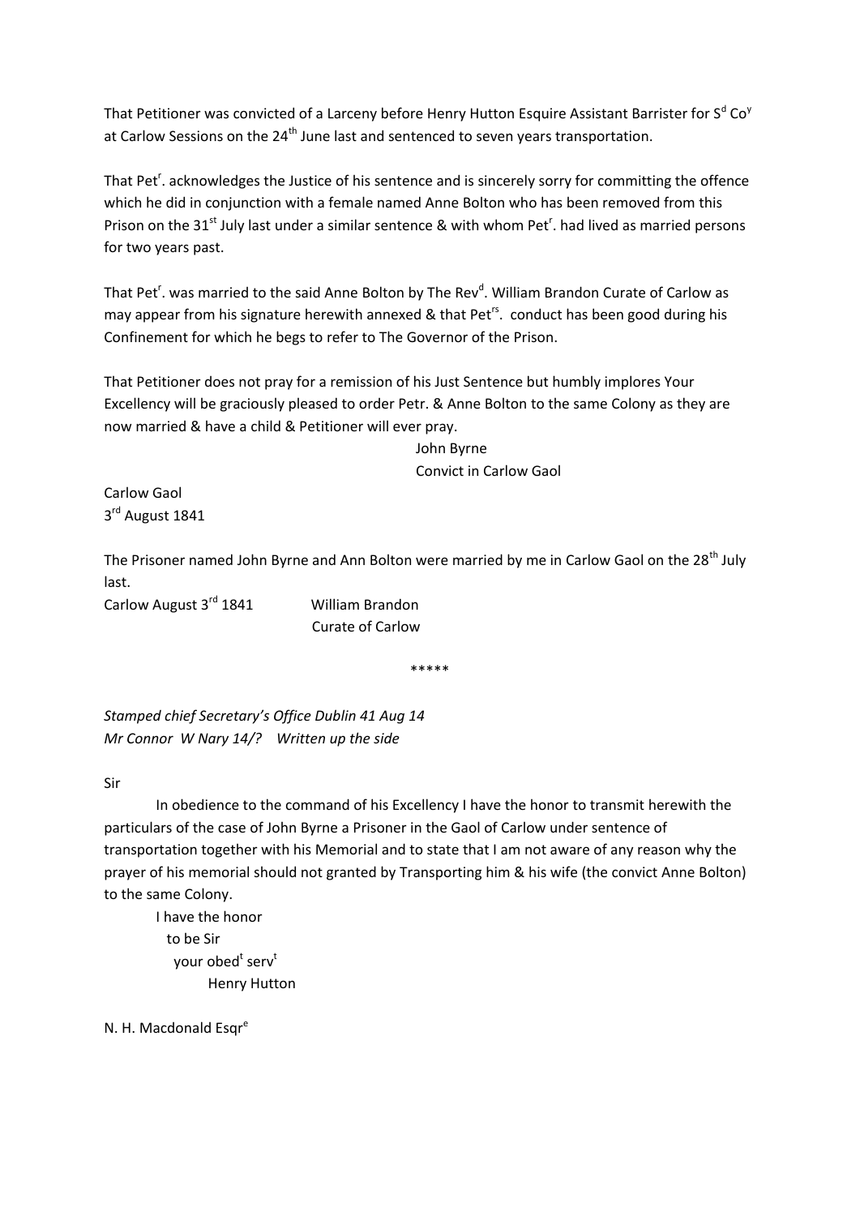That Petitioner was convicted of a Larceny before Henry Hutton Esquire Assistant Barrister for S[d] Co[y] at Carlow Sessions on the 24[th] June last and sentenced to seven years transportation.

That Pet[r]. acknowledges the Justice of his sentence and is sincerely sorry for committing the offence which he did in conjunction with a female named Anne Bolton who has been removed from this Prison on the 31[st] July last under a similar sentence & with whom Pet[r]. had lived as married persons for two years past.

That Pet[r]. was married to the said Anne Bolton by The Rev[d]. William Brandon Curate of Carlow as may appear from his signature herewith annexed & that Pet[rs]. conduct has been good during his Confinement for which he begs to refer to The Governor of the Prison.

That Petitioner does not pray for a remission of his Just Sentence but humbly implores Your Excellency will be graciously pleased to order Petr. & Anne Bolton to the same Colony as they are now married & have a child & Petitioner will ever pray.

John Byrne
Convict in Carlow Gaol

Carlow Gaol
3[rd] August 1841

The Prisoner named John Byrne and Ann Bolton were married by me in Carlow Gaol on the 28[th] July last.

Carlow August 3[rd] 1841 William Brandon
Curate of Carlow

*****

*Stamped chief Secretary's Office Dublin 41 Aug 14*
*Mr Connor W Nary 14/? Written up the side*

Sir

In obedience to the command of his Excellency I have the honor to transmit herewith the particulars of the case of John Byrne a Prisoner in the Gaol of Carlow under sentence of transportation together with his Memorial and to state that I am not aware of any reason why the prayer of his memorial should not granted by Transporting him & his wife (the convict Anne Bolton) to the same Colony.

I have the honor
to be Sir
your obed[t] serv[t]
Henry Hutton

N. H. Macdonald Esqr[e]